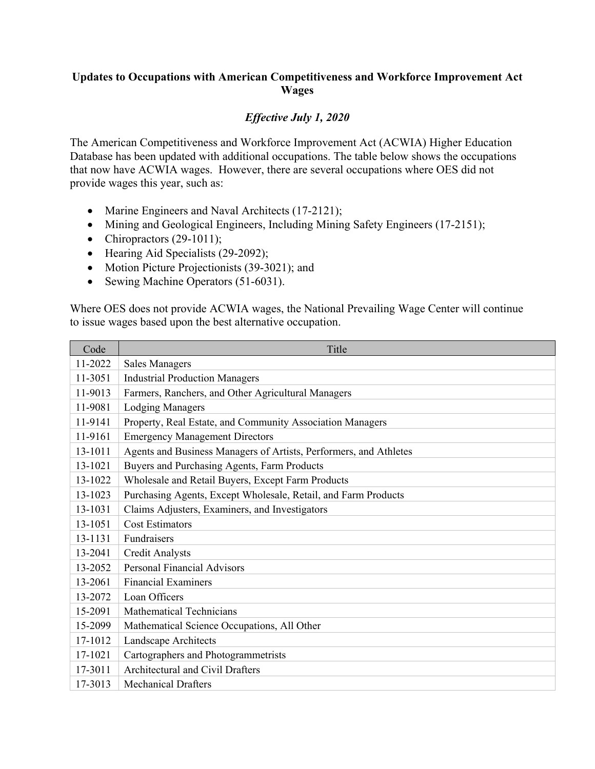# Updates to Occupations with American Competitiveness and Workforce Improvement Act Wages

*Effective July 1, 2020*

The American Competitiveness and Workforce Improvement Act (ACWIA) Higher Education Database has been updated with additional occupations. The table below shows the occupations that now have ACWIA wages. However, there are several occupations where OES did not provide wages this year, such as:

- Marine Engineers and Naval Architects (17-2121);
- Mining and Geological Engineers, Including Mining Safety Engineers (17-2151);
- Chiropractors (29-1011);
- Hearing Aid Specialists (29-2092);
- Motion Picture Projectionists (39-3021); and
- Sewing Machine Operators (51-6031).

Where OES does not provide ACWIA wages, the National Prevailing Wage Center will continue to issue wages based upon the best alternative occupation.

| Code | Title |
|---|---|
| 11-2022 | Sales Managers |
| 11-3051 | Industrial Production Managers |
| 11-9013 | Farmers, Ranchers, and Other Agricultural Managers |
| 11-9081 | Lodging Managers |
| 11-9141 | Property, Real Estate, and Community Association Managers |
| 11-9161 | Emergency Management Directors |
| 13-1011 | Agents and Business Managers of Artists, Performers, and Athletes |
| 13-1021 | Buyers and Purchasing Agents, Farm Products |
| 13-1022 | Wholesale and Retail Buyers, Except Farm Products |
| 13-1023 | Purchasing Agents, Except Wholesale, Retail, and Farm Products |
| 13-1031 | Claims Adjusters, Examiners, and Investigators |
| 13-1051 | Cost Estimators |
| 13-1131 | Fundraisers |
| 13-2041 | Credit Analysts |
| 13-2052 | Personal Financial Advisors |
| 13-2061 | Financial Examiners |
| 13-2072 | Loan Officers |
| 15-2091 | Mathematical Technicians |
| 15-2099 | Mathematical Science Occupations, All Other |
| 17-1012 | Landscape Architects |
| 17-1021 | Cartographers and Photogrammetrists |
| 17-3011 | Architectural and Civil Drafters |
| 17-3013 | Mechanical Drafters |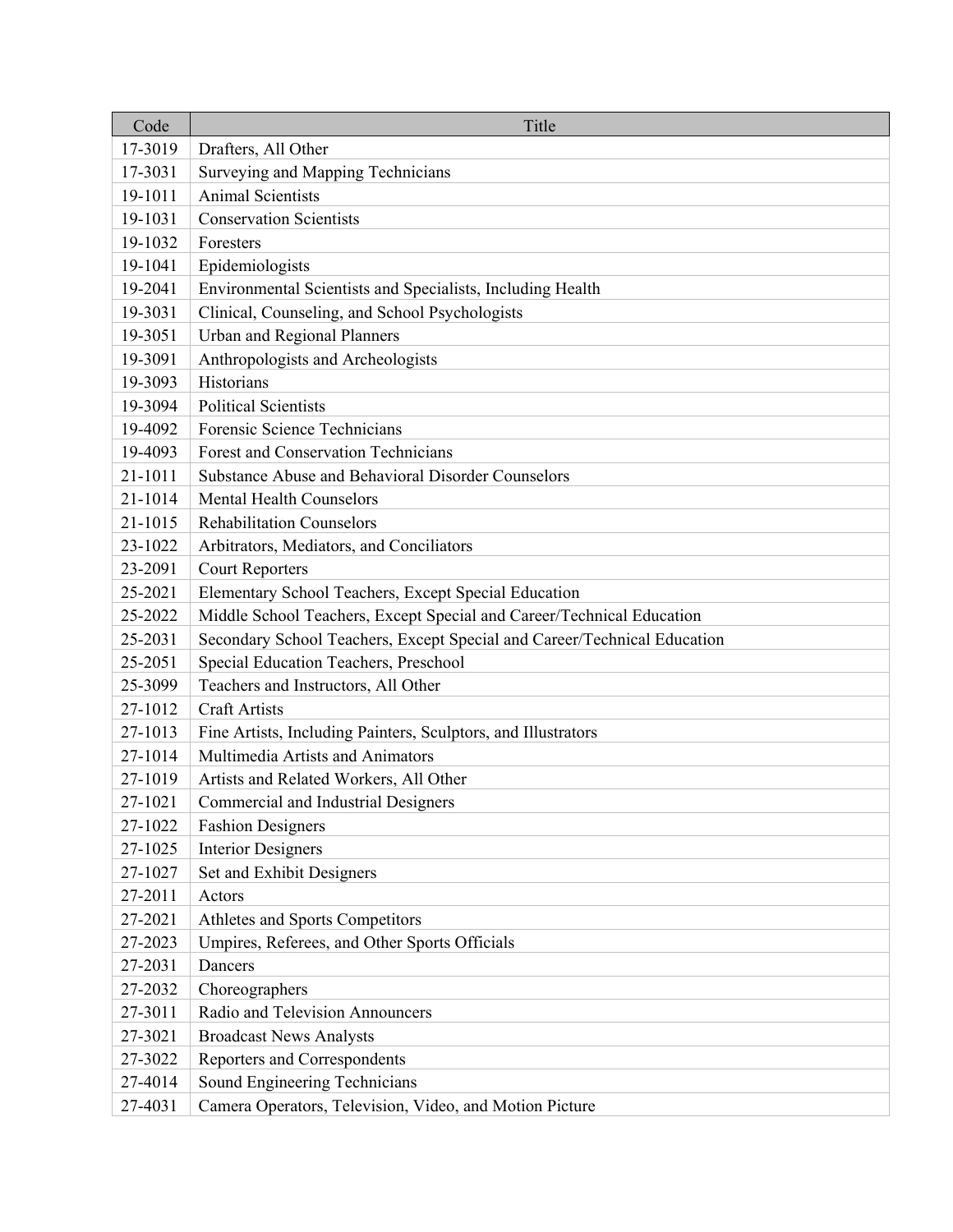| Code | Title |
| --- | --- |
| 17-3019 | Drafters, All Other |
| 17-3031 | Surveying and Mapping Technicians |
| 19-1011 | Animal Scientists |
| 19-1031 | Conservation Scientists |
| 19-1032 | Foresters |
| 19-1041 | Epidemiologists |
| 19-2041 | Environmental Scientists and Specialists, Including Health |
| 19-3031 | Clinical, Counseling, and School Psychologists |
| 19-3051 | Urban and Regional Planners |
| 19-3091 | Anthropologists and Archeologists |
| 19-3093 | Historians |
| 19-3094 | Political Scientists |
| 19-4092 | Forensic Science Technicians |
| 19-4093 | Forest and Conservation Technicians |
| 21-1011 | Substance Abuse and Behavioral Disorder Counselors |
| 21-1014 | Mental Health Counselors |
| 21-1015 | Rehabilitation Counselors |
| 23-1022 | Arbitrators, Mediators, and Conciliators |
| 23-2091 | Court Reporters |
| 25-2021 | Elementary School Teachers, Except Special Education |
| 25-2022 | Middle School Teachers, Except Special and Career/Technical Education |
| 25-2031 | Secondary School Teachers, Except Special and Career/Technical Education |
| 25-2051 | Special Education Teachers, Preschool |
| 25-3099 | Teachers and Instructors, All Other |
| 27-1012 | Craft Artists |
| 27-1013 | Fine Artists, Including Painters, Sculptors, and Illustrators |
| 27-1014 | Multimedia Artists and Animators |
| 27-1019 | Artists and Related Workers, All Other |
| 27-1021 | Commercial and Industrial Designers |
| 27-1022 | Fashion Designers |
| 27-1025 | Interior Designers |
| 27-1027 | Set and Exhibit Designers |
| 27-2011 | Actors |
| 27-2021 | Athletes and Sports Competitors |
| 27-2023 | Umpires, Referees, and Other Sports Officials |
| 27-2031 | Dancers |
| 27-2032 | Choreographers |
| 27-3011 | Radio and Television Announcers |
| 27-3021 | Broadcast News Analysts |
| 27-3022 | Reporters and Correspondents |
| 27-4014 | Sound Engineering Technicians |
| 27-4031 | Camera Operators, Television, Video, and Motion Picture |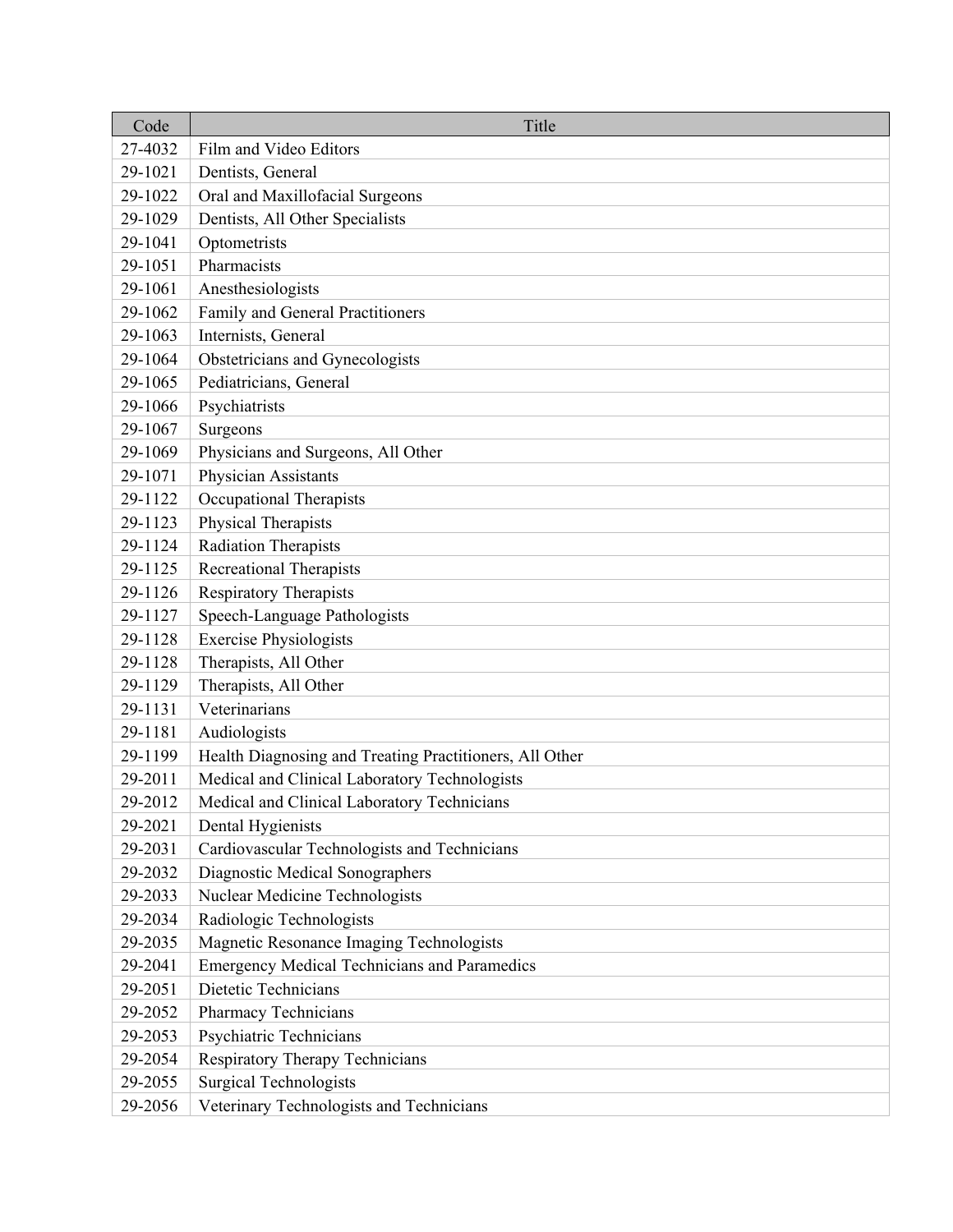| Code | Title |
| --- | --- |
| 27-4032 | Film and Video Editors |
| 29-1021 | Dentists, General |
| 29-1022 | Oral and Maxillofacial Surgeons |
| 29-1029 | Dentists, All Other Specialists |
| 29-1041 | Optometrists |
| 29-1051 | Pharmacists |
| 29-1061 | Anesthesiologists |
| 29-1062 | Family and General Practitioners |
| 29-1063 | Internists, General |
| 29-1064 | Obstetricians and Gynecologists |
| 29-1065 | Pediatricians, General |
| 29-1066 | Psychiatrists |
| 29-1067 | Surgeons |
| 29-1069 | Physicians and Surgeons, All Other |
| 29-1071 | Physician Assistants |
| 29-1122 | Occupational Therapists |
| 29-1123 | Physical Therapists |
| 29-1124 | Radiation Therapists |
| 29-1125 | Recreational Therapists |
| 29-1126 | Respiratory Therapists |
| 29-1127 | Speech-Language Pathologists |
| 29-1128 | Exercise Physiologists |
| 29-1128 | Therapists, All Other |
| 29-1129 | Therapists, All Other |
| 29-1131 | Veterinarians |
| 29-1181 | Audiologists |
| 29-1199 | Health Diagnosing and Treating Practitioners, All Other |
| 29-2011 | Medical and Clinical Laboratory Technologists |
| 29-2012 | Medical and Clinical Laboratory Technicians |
| 29-2021 | Dental Hygienists |
| 29-2031 | Cardiovascular Technologists and Technicians |
| 29-2032 | Diagnostic Medical Sonographers |
| 29-2033 | Nuclear Medicine Technologists |
| 29-2034 | Radiologic Technologists |
| 29-2035 | Magnetic Resonance Imaging Technologists |
| 29-2041 | Emergency Medical Technicians and Paramedics |
| 29-2051 | Dietetic Technicians |
| 29-2052 | Pharmacy Technicians |
| 29-2053 | Psychiatric Technicians |
| 29-2054 | Respiratory Therapy Technicians |
| 29-2055 | Surgical Technologists |
| 29-2056 | Veterinary Technologists and Technicians |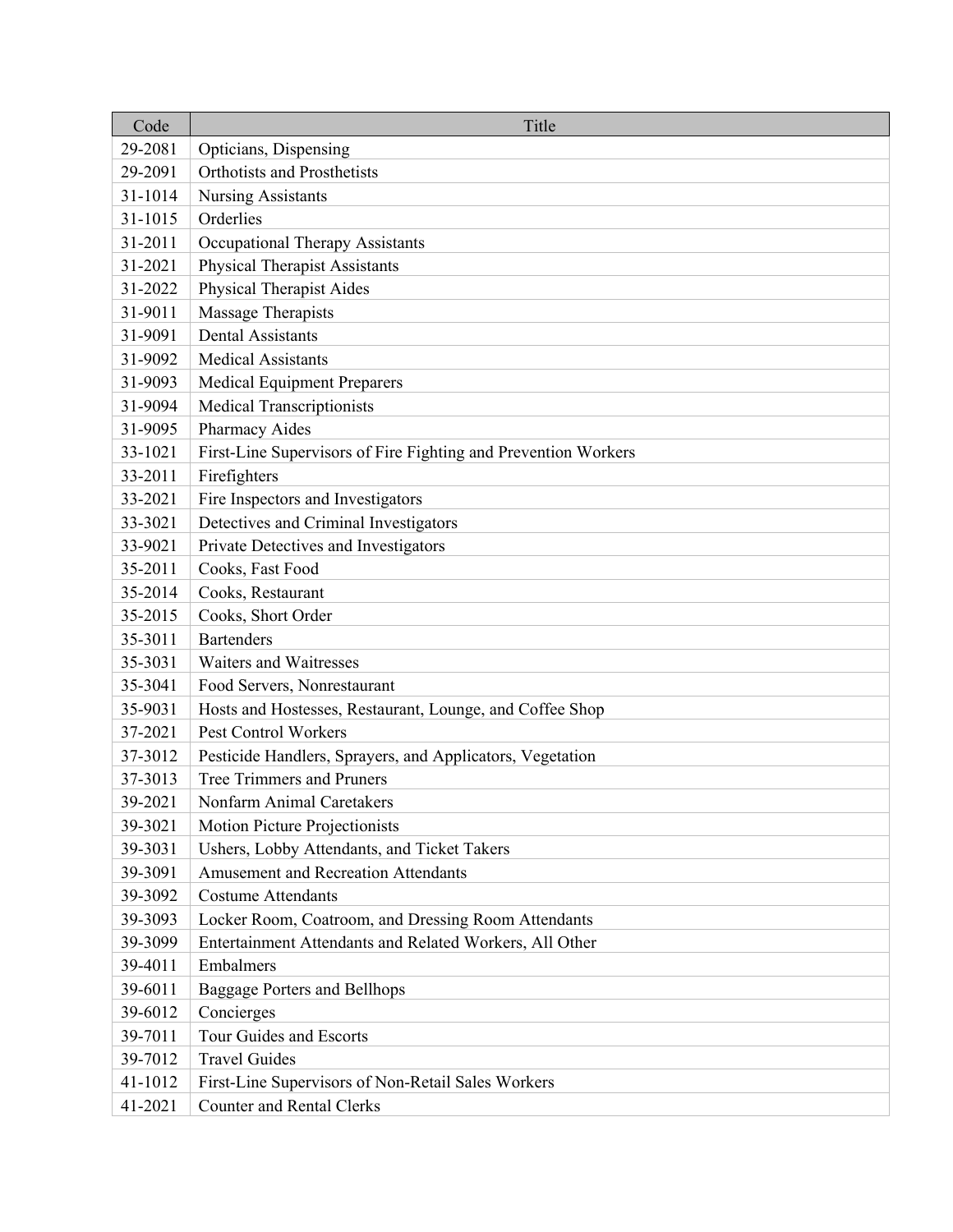| Code | Title |
|---|---|
| 29-2081 | Opticians, Dispensing |
| 29-2091 | Orthotists and Prosthetists |
| 31-1014 | Nursing Assistants |
| 31-1015 | Orderlies |
| 31-2011 | Occupational Therapy Assistants |
| 31-2021 | Physical Therapist Assistants |
| 31-2022 | Physical Therapist Aides |
| 31-9011 | Massage Therapists |
| 31-9091 | Dental Assistants |
| 31-9092 | Medical Assistants |
| 31-9093 | Medical Equipment Preparers |
| 31-9094 | Medical Transcriptionists |
| 31-9095 | Pharmacy Aides |
| 33-1021 | First-Line Supervisors of Fire Fighting and Prevention Workers |
| 33-2011 | Firefighters |
| 33-2021 | Fire Inspectors and Investigators |
| 33-3021 | Detectives and Criminal Investigators |
| 33-9021 | Private Detectives and Investigators |
| 35-2011 | Cooks, Fast Food |
| 35-2014 | Cooks, Restaurant |
| 35-2015 | Cooks, Short Order |
| 35-3011 | Bartenders |
| 35-3031 | Waiters and Waitresses |
| 35-3041 | Food Servers, Nonrestaurant |
| 35-9031 | Hosts and Hostesses, Restaurant, Lounge, and Coffee Shop |
| 37-2021 | Pest Control Workers |
| 37-3012 | Pesticide Handlers, Sprayers, and Applicators, Vegetation |
| 37-3013 | Tree Trimmers and Pruners |
| 39-2021 | Nonfarm Animal Caretakers |
| 39-3021 | Motion Picture Projectionists |
| 39-3031 | Ushers, Lobby Attendants, and Ticket Takers |
| 39-3091 | Amusement and Recreation Attendants |
| 39-3092 | Costume Attendants |
| 39-3093 | Locker Room, Coatroom, and Dressing Room Attendants |
| 39-3099 | Entertainment Attendants and Related Workers, All Other |
| 39-4011 | Embalmers |
| 39-6011 | Baggage Porters and Bellhops |
| 39-6012 | Concierges |
| 39-7011 | Tour Guides and Escorts |
| 39-7012 | Travel Guides |
| 41-1012 | First-Line Supervisors of Non-Retail Sales Workers |
| 41-2021 | Counter and Rental Clerks |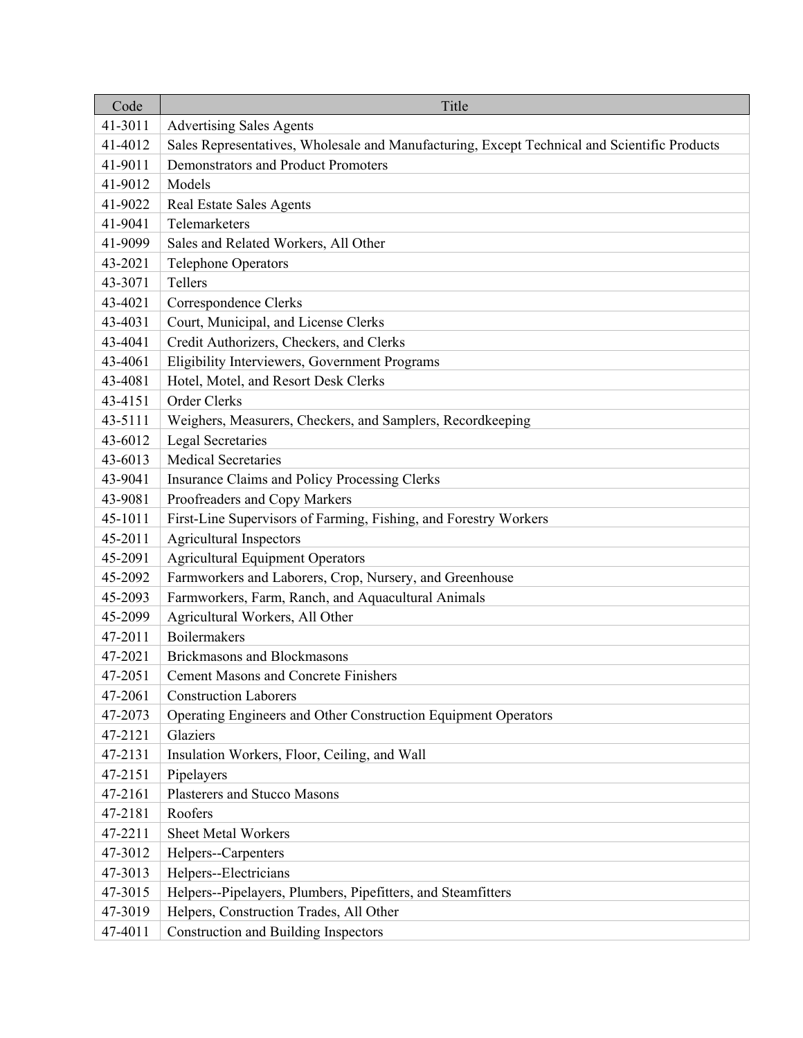| Code | Title |
|---|---|
| 41-3011 | Advertising Sales Agents |
| 41-4012 | Sales Representatives, Wholesale and Manufacturing, Except Technical and Scientific Products |
| 41-9011 | Demonstrators and Product Promoters |
| 41-9012 | Models |
| 41-9022 | Real Estate Sales Agents |
| 41-9041 | Telemarketers |
| 41-9099 | Sales and Related Workers, All Other |
| 43-2021 | Telephone Operators |
| 43-3071 | Tellers |
| 43-4021 | Correspondence Clerks |
| 43-4031 | Court, Municipal, and License Clerks |
| 43-4041 | Credit Authorizers, Checkers, and Clerks |
| 43-4061 | Eligibility Interviewers, Government Programs |
| 43-4081 | Hotel, Motel, and Resort Desk Clerks |
| 43-4151 | Order Clerks |
| 43-5111 | Weighers, Measurers, Checkers, and Samplers, Recordkeeping |
| 43-6012 | Legal Secretaries |
| 43-6013 | Medical Secretaries |
| 43-9041 | Insurance Claims and Policy Processing Clerks |
| 43-9081 | Proofreaders and Copy Markers |
| 45-1011 | First-Line Supervisors of Farming, Fishing, and Forestry Workers |
| 45-2011 | Agricultural Inspectors |
| 45-2091 | Agricultural Equipment Operators |
| 45-2092 | Farmworkers and Laborers, Crop, Nursery, and Greenhouse |
| 45-2093 | Farmworkers, Farm, Ranch, and Aquacultural Animals |
| 45-2099 | Agricultural Workers, All Other |
| 47-2011 | Boilermakers |
| 47-2021 | Brickmasons and Blockmasons |
| 47-2051 | Cement Masons and Concrete Finishers |
| 47-2061 | Construction Laborers |
| 47-2073 | Operating Engineers and Other Construction Equipment Operators |
| 47-2121 | Glaziers |
| 47-2131 | Insulation Workers, Floor, Ceiling, and Wall |
| 47-2151 | Pipelayers |
| 47-2161 | Plasterers and Stucco Masons |
| 47-2181 | Roofers |
| 47-2211 | Sheet Metal Workers |
| 47-3012 | Helpers--Carpenters |
| 47-3013 | Helpers--Electricians |
| 47-3015 | Helpers--Pipelayers, Plumbers, Pipefitters, and Steamfitters |
| 47-3019 | Helpers, Construction Trades, All Other |
| 47-4011 | Construction and Building Inspectors |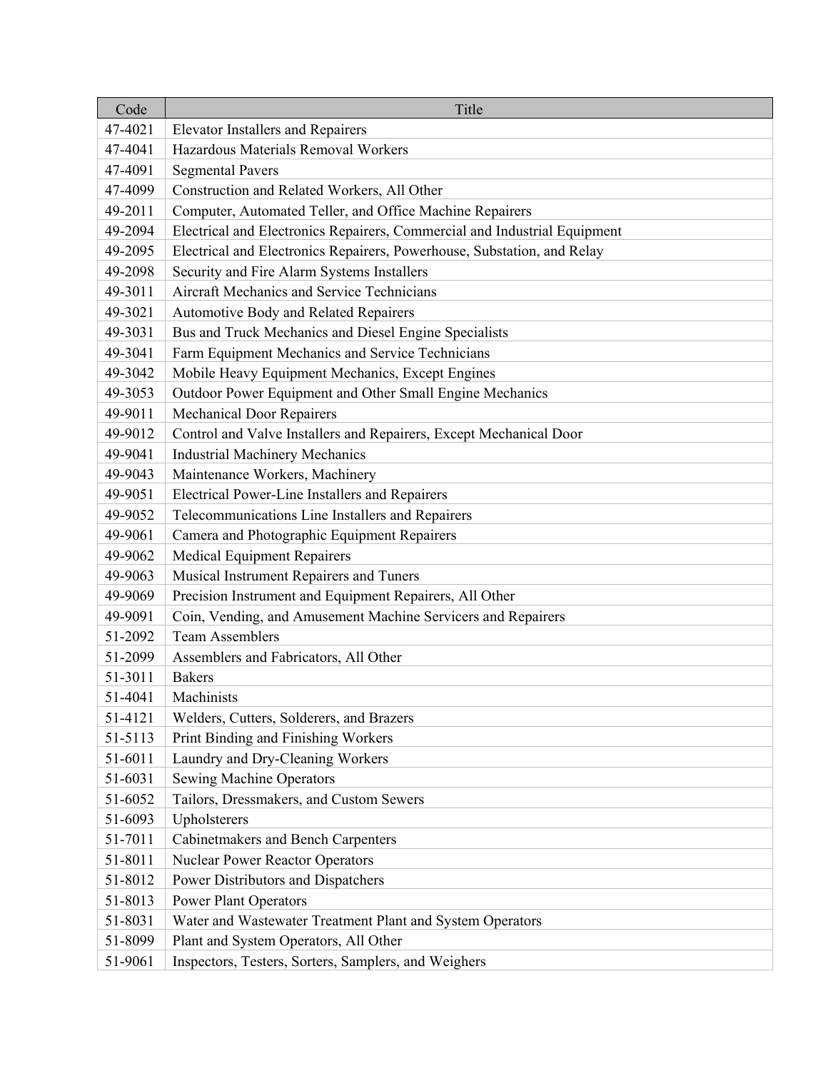| Code | Title |
|---|---|
| 47-4021 | Elevator Installers and Repairers |
| 47-4041 | Hazardous Materials Removal Workers |
| 47-4091 | Segmental Pavers |
| 47-4099 | Construction and Related Workers, All Other |
| 49-2011 | Computer, Automated Teller, and Office Machine Repairers |
| 49-2094 | Electrical and Electronics Repairers, Commercial and Industrial Equipment |
| 49-2095 | Electrical and Electronics Repairers, Powerhouse, Substation, and Relay |
| 49-2098 | Security and Fire Alarm Systems Installers |
| 49-3011 | Aircraft Mechanics and Service Technicians |
| 49-3021 | Automotive Body and Related Repairers |
| 49-3031 | Bus and Truck Mechanics and Diesel Engine Specialists |
| 49-3041 | Farm Equipment Mechanics and Service Technicians |
| 49-3042 | Mobile Heavy Equipment Mechanics, Except Engines |
| 49-3053 | Outdoor Power Equipment and Other Small Engine Mechanics |
| 49-9011 | Mechanical Door Repairers |
| 49-9012 | Control and Valve Installers and Repairers, Except Mechanical Door |
| 49-9041 | Industrial Machinery Mechanics |
| 49-9043 | Maintenance Workers, Machinery |
| 49-9051 | Electrical Power-Line Installers and Repairers |
| 49-9052 | Telecommunications Line Installers and Repairers |
| 49-9061 | Camera and Photographic Equipment Repairers |
| 49-9062 | Medical Equipment Repairers |
| 49-9063 | Musical Instrument Repairers and Tuners |
| 49-9069 | Precision Instrument and Equipment Repairers, All Other |
| 49-9091 | Coin, Vending, and Amusement Machine Servicers and Repairers |
| 51-2092 | Team Assemblers |
| 51-2099 | Assemblers and Fabricators, All Other |
| 51-3011 | Bakers |
| 51-4041 | Machinists |
| 51-4121 | Welders, Cutters, Solderers, and Brazers |
| 51-5113 | Print Binding and Finishing Workers |
| 51-6011 | Laundry and Dry-Cleaning Workers |
| 51-6031 | Sewing Machine Operators |
| 51-6052 | Tailors, Dressmakers, and Custom Sewers |
| 51-6093 | Upholsterers |
| 51-7011 | Cabinetmakers and Bench Carpenters |
| 51-8011 | Nuclear Power Reactor Operators |
| 51-8012 | Power Distributors and Dispatchers |
| 51-8013 | Power Plant Operators |
| 51-8031 | Water and Wastewater Treatment Plant and System Operators |
| 51-8099 | Plant and System Operators, All Other |
| 51-9061 | Inspectors, Testers, Sorters, Samplers, and Weighers |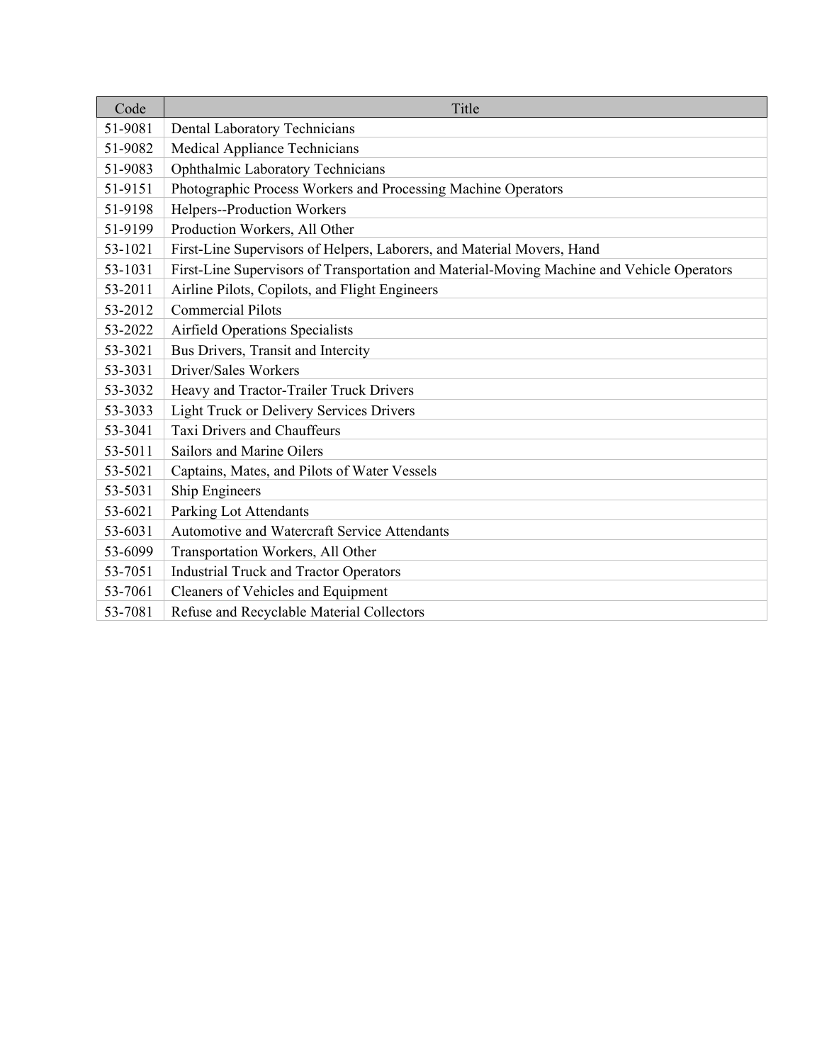| Code | Title |
|---|---|
| 51-9081 | Dental Laboratory Technicians |
| 51-9082 | Medical Appliance Technicians |
| 51-9083 | Ophthalmic Laboratory Technicians |
| 51-9151 | Photographic Process Workers and Processing Machine Operators |
| 51-9198 | Helpers--Production Workers |
| 51-9199 | Production Workers, All Other |
| 53-1021 | First-Line Supervisors of Helpers, Laborers, and Material Movers, Hand |
| 53-1031 | First-Line Supervisors of Transportation and Material-Moving Machine and Vehicle Operators |
| 53-2011 | Airline Pilots, Copilots, and Flight Engineers |
| 53-2012 | Commercial Pilots |
| 53-2022 | Airfield Operations Specialists |
| 53-3021 | Bus Drivers, Transit and Intercity |
| 53-3031 | Driver/Sales Workers |
| 53-3032 | Heavy and Tractor-Trailer Truck Drivers |
| 53-3033 | Light Truck or Delivery Services Drivers |
| 53-3041 | Taxi Drivers and Chauffeurs |
| 53-5011 | Sailors and Marine Oilers |
| 53-5021 | Captains, Mates, and Pilots of Water Vessels |
| 53-5031 | Ship Engineers |
| 53-6021 | Parking Lot Attendants |
| 53-6031 | Automotive and Watercraft Service Attendants |
| 53-6099 | Transportation Workers, All Other |
| 53-7051 | Industrial Truck and Tractor Operators |
| 53-7061 | Cleaners of Vehicles and Equipment |
| 53-7081 | Refuse and Recyclable Material Collectors |